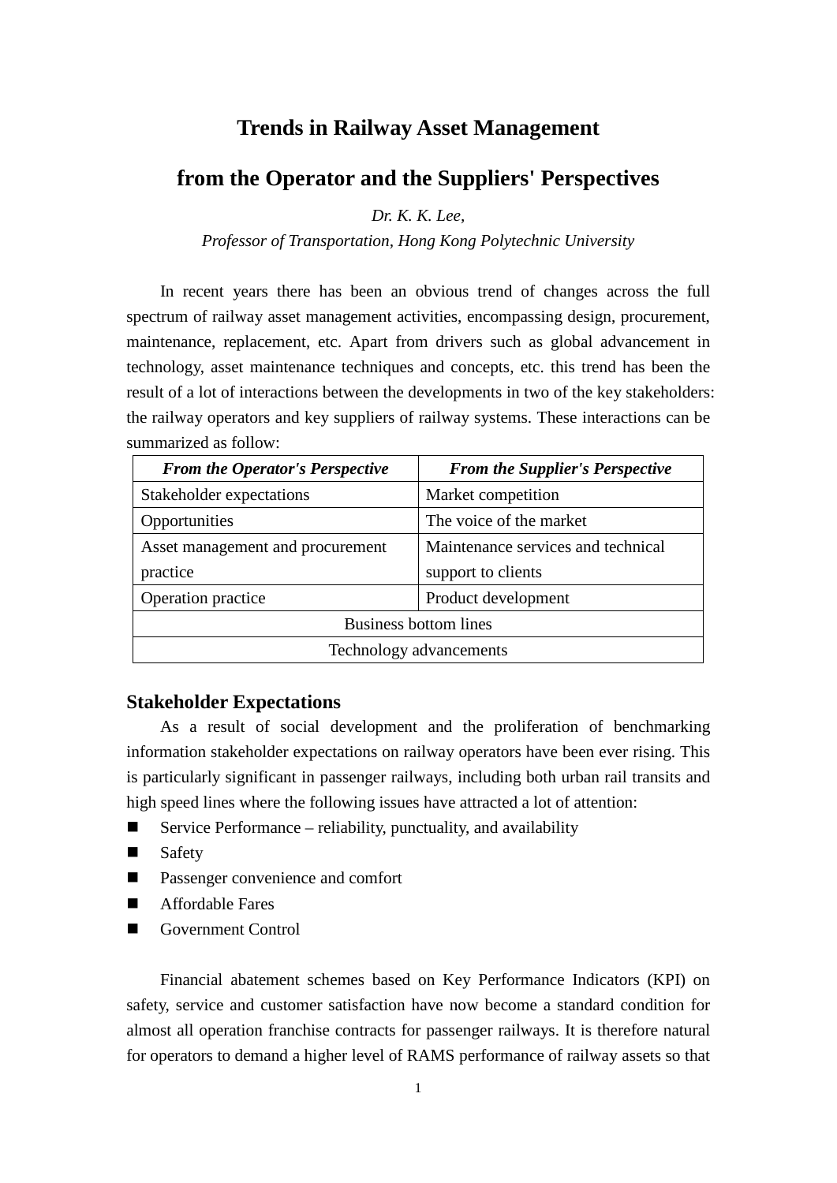# Trends in Railway Asset Management

# from the Operator and the Suppliers' Perspectives

*Dr. K. K. Lee,*
*Professor of Transportation, Hong Kong Polytechnic University*

In recent years there has been an obvious trend of changes across the full spectrum of railway asset management activities, encompassing design, procurement, maintenance, replacement, etc. Apart from drivers such as global advancement in technology, asset maintenance techniques and concepts, etc. this trend has been the result of a lot of interactions between the developments in two of the key stakeholders: the railway operators and key suppliers of railway systems. These interactions can be summarized as follow:

| ***From the Operator's Perspective*** | ***From the Supplier's Perspective*** |
|---|---|
| Stakeholder expectations | Market competition |
| Opportunities | The voice of the market |
| Asset management and procurement practice | Maintenance services and technical support to clients |
| Operation practice | Product development |
| Business bottom lines | |
| Technology advancements | |

## Stakeholder Expectations

As a result of social development and the proliferation of benchmarking information stakeholder expectations on railway operators have been ever rising. This is particularly significant in passenger railways, including both urban rail transits and high speed lines where the following issues have attracted a lot of attention:

- Service Performance – reliability, punctuality, and availability
- Safety
- Passenger convenience and comfort
- Affordable Fares
- Government Control

Financial abatement schemes based on Key Performance Indicators (KPI) on safety, service and customer satisfaction have now become a standard condition for almost all operation franchise contracts for passenger railways. It is therefore natural for operators to demand a higher level of RAMS performance of railway assets so that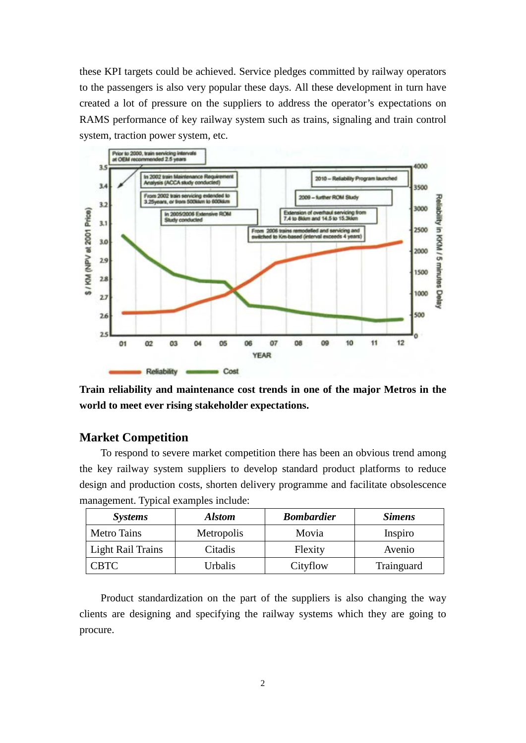these KPI targets could be achieved. Service pledges committed by railway operators to the passengers is also very popular these days. All these development in turn have created a lot of pressure on the suppliers to address the operator's expectations on RAMS performance of key railway system such as trains, signaling and train control system, traction power system, etc.

**Train reliability and maintenance cost trends in one of the major Metros in the world to meet ever rising stakeholder expectations.**

## Market Competition

To respond to severe market competition there has been an obvious trend among the key railway system suppliers to develop standard product platforms to reduce design and production costs, shorten delivery programme and facilitate obsolescence management. Typical examples include:

| *Systems* | *Alstom* | *Bombardier* | *Simens* |
|---|---|---|---|
| Metro Tains | Metropolis | Movia | Inspiro |
| Light Rail Trains | Citadis | Flexity | Avenio |
| CBTC | Urbalis | Cityflow | Trainguard |

Product standardization on the part of the suppliers is also changing the way clients are designing and specifying the railway systems which they are going to procure.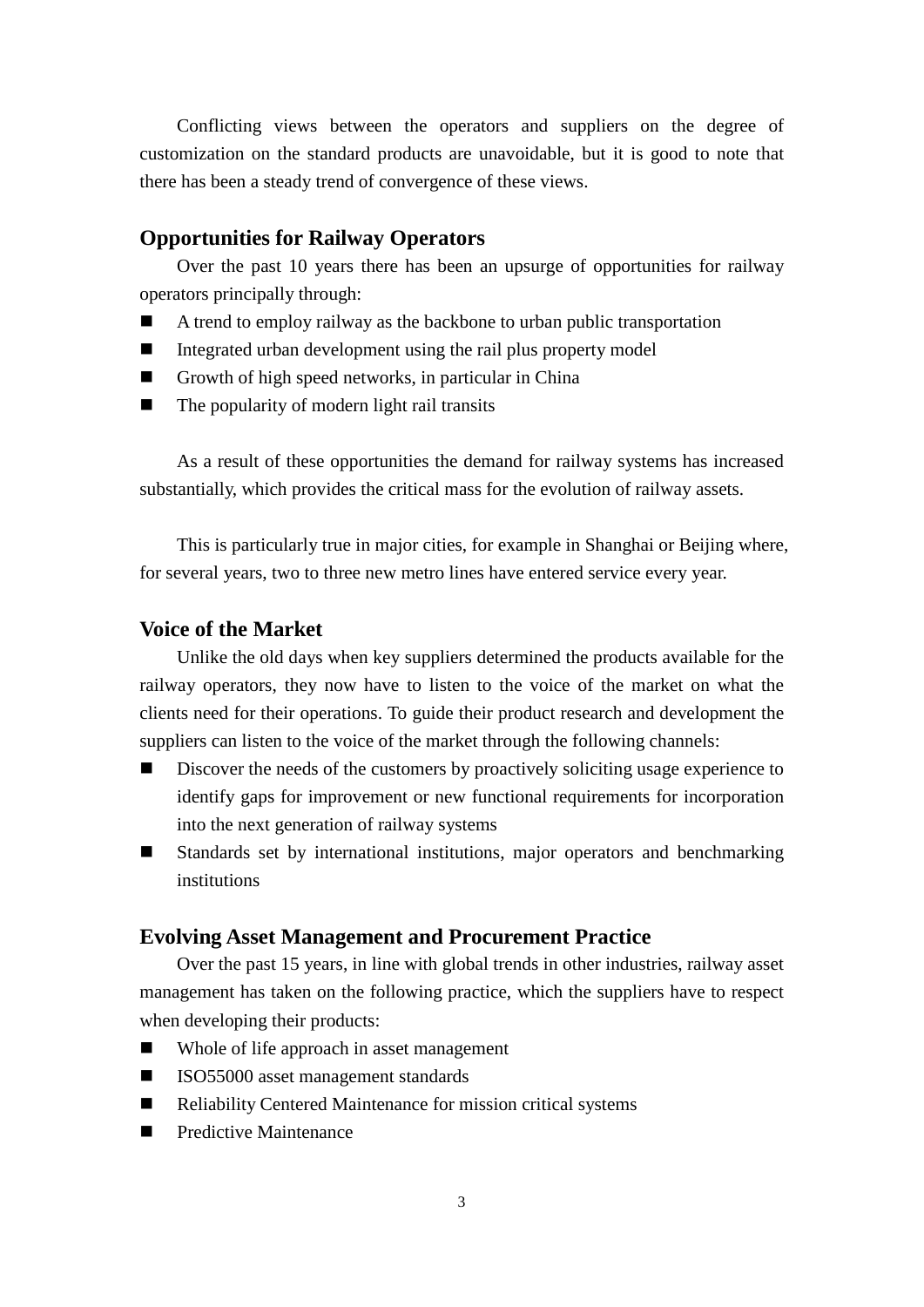Conflicting views between the operators and suppliers on the degree of customization on the standard products are unavoidable, but it is good to note that there has been a steady trend of convergence of these views.

## Opportunities for Railway Operators

Over the past 10 years there has been an upsurge of opportunities for railway operators principally through:

- A trend to employ railway as the backbone to urban public transportation
- Integrated urban development using the rail plus property model
- Growth of high speed networks, in particular in China
- The popularity of modern light rail transits

As a result of these opportunities the demand for railway systems has increased substantially, which provides the critical mass for the evolution of railway assets.

This is particularly true in major cities, for example in Shanghai or Beijing where, for several years, two to three new metro lines have entered service every year.

## Voice of the Market

Unlike the old days when key suppliers determined the products available for the railway operators, they now have to listen to the voice of the market on what the clients need for their operations. To guide their product research and development the suppliers can listen to the voice of the market through the following channels:

- Discover the needs of the customers by proactively soliciting usage experience to identify gaps for improvement or new functional requirements for incorporation into the next generation of railway systems
- Standards set by international institutions, major operators and benchmarking institutions

## Evolving Asset Management and Procurement Practice

Over the past 15 years, in line with global trends in other industries, railway asset management has taken on the following practice, which the suppliers have to respect when developing their products:

- Whole of life approach in asset management
- ISO55000 asset management standards
- Reliability Centered Maintenance for mission critical systems
- Predictive Maintenance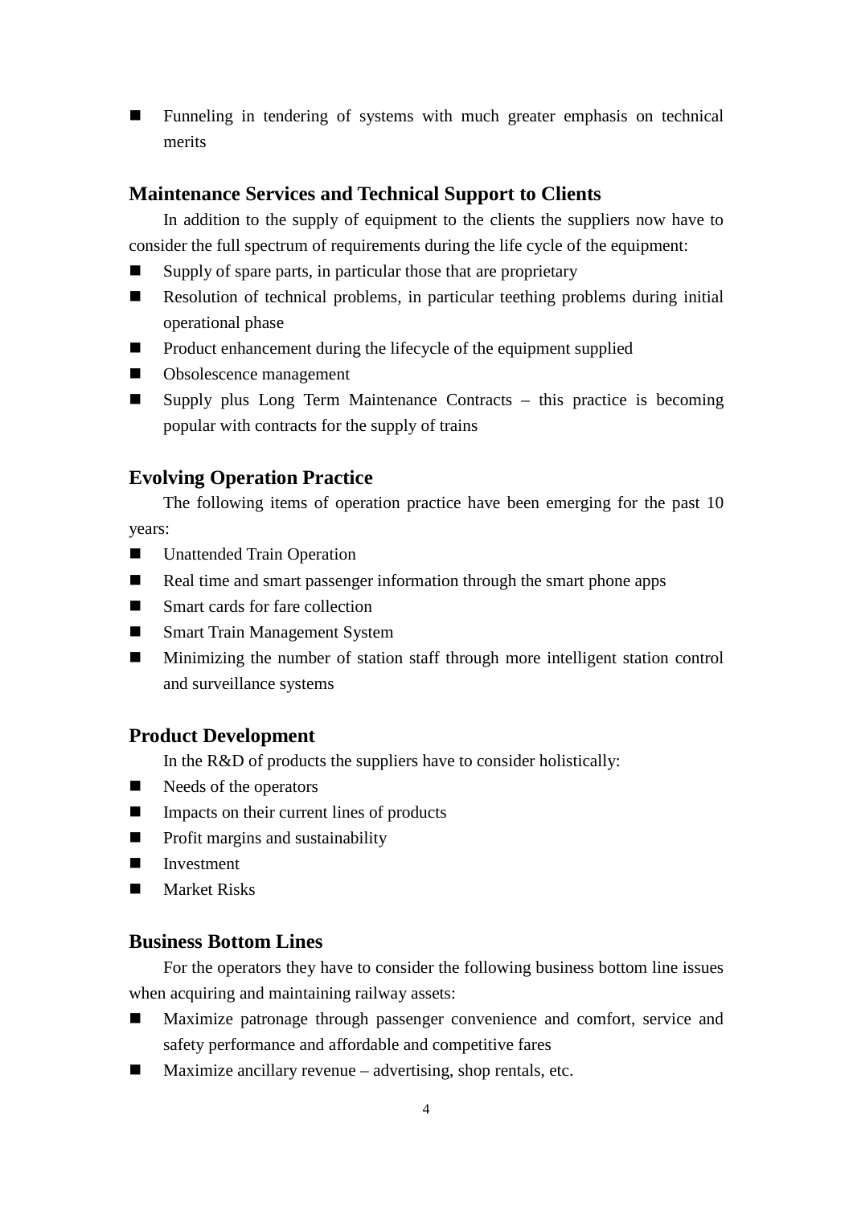- Funneling in tendering of systems with much greater emphasis on technical merits

## Maintenance Services and Technical Support to Clients

In addition to the supply of equipment to the clients the suppliers now have to consider the full spectrum of requirements during the life cycle of the equipment:

- Supply of spare parts, in particular those that are proprietary
- Resolution of technical problems, in particular teething problems during initial operational phase
- Product enhancement during the lifecycle of the equipment supplied
- Obsolescence management
- Supply plus Long Term Maintenance Contracts – this practice is becoming popular with contracts for the supply of trains

## Evolving Operation Practice

The following items of operation practice have been emerging for the past 10 years:

- Unattended Train Operation
- Real time and smart passenger information through the smart phone apps
- Smart cards for fare collection
- Smart Train Management System
- Minimizing the number of station staff through more intelligent station control and surveillance systems

## Product Development

In the R&D of products the suppliers have to consider holistically:

- Needs of the operators
- Impacts on their current lines of products
- Profit margins and sustainability
- Investment
- Market Risks

## Business Bottom Lines

For the operators they have to consider the following business bottom line issues when acquiring and maintaining railway assets:

- Maximize patronage through passenger convenience and comfort, service and safety performance and affordable and competitive fares
- Maximize ancillary revenue – advertising, shop rentals, etc.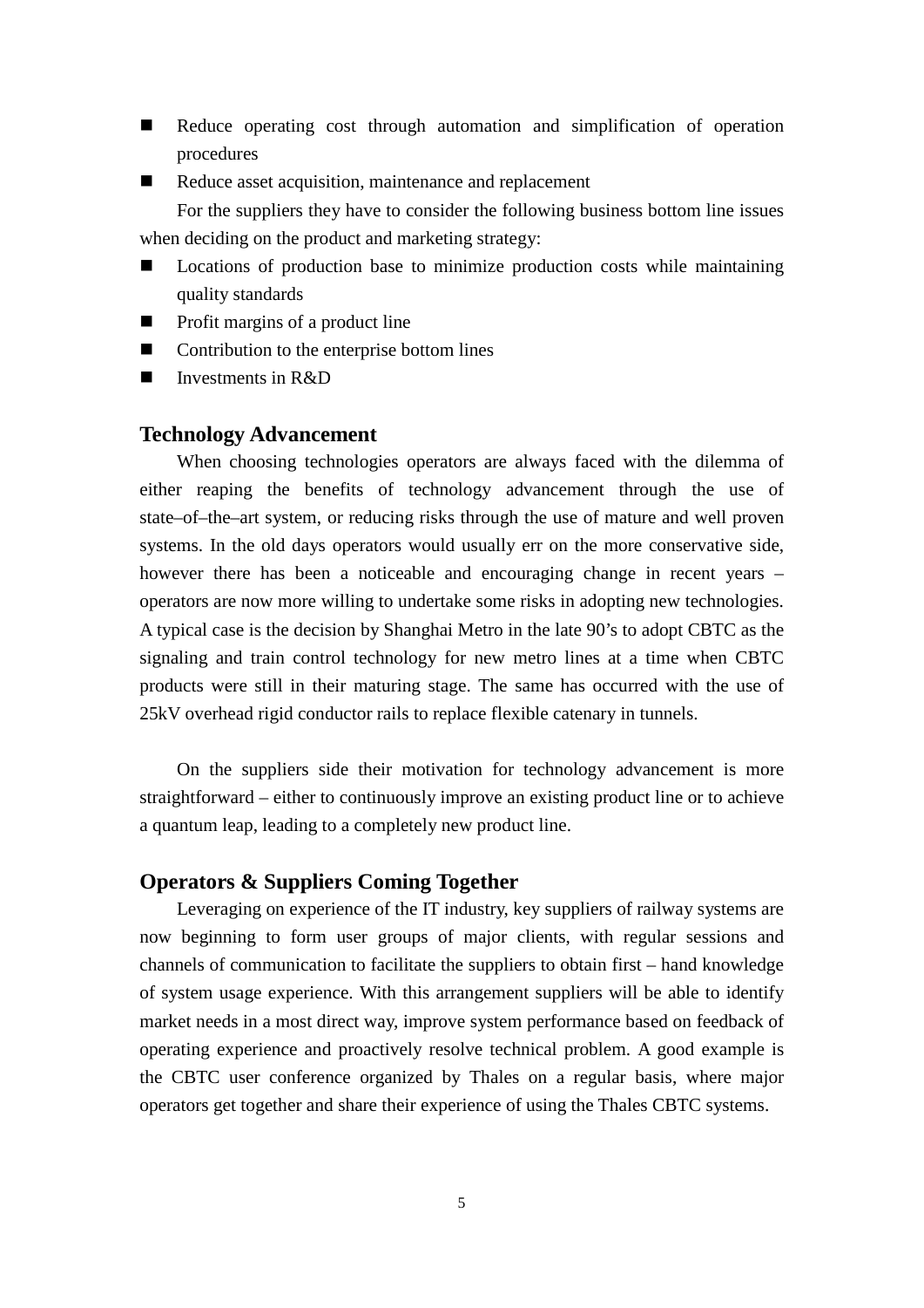- Reduce operating cost through automation and simplification of operation procedures
- Reduce asset acquisition, maintenance and replacement

For the suppliers they have to consider the following business bottom line issues when deciding on the product and marketing strategy:

- Locations of production base to minimize production costs while maintaining quality standards
- Profit margins of a product line
- Contribution to the enterprise bottom lines
- Investments in R&D

## Technology Advancement

When choosing technologies operators are always faced with the dilemma of either reaping the benefits of technology advancement through the use of state–of–the–art system, or reducing risks through the use of mature and well proven systems. In the old days operators would usually err on the more conservative side, however there has been a noticeable and encouraging change in recent years – operators are now more willing to undertake some risks in adopting new technologies. A typical case is the decision by Shanghai Metro in the late 90's to adopt CBTC as the signaling and train control technology for new metro lines at a time when CBTC products were still in their maturing stage. The same has occurred with the use of 25kV overhead rigid conductor rails to replace flexible catenary in tunnels.

On the suppliers side their motivation for technology advancement is more straightforward – either to continuously improve an existing product line or to achieve a quantum leap, leading to a completely new product line.

## Operators & Suppliers Coming Together

Leveraging on experience of the IT industry, key suppliers of railway systems are now beginning to form user groups of major clients, with regular sessions and channels of communication to facilitate the suppliers to obtain first – hand knowledge of system usage experience. With this arrangement suppliers will be able to identify market needs in a most direct way, improve system performance based on feedback of operating experience and proactively resolve technical problem. A good example is the CBTC user conference organized by Thales on a regular basis, where major operators get together and share their experience of using the Thales CBTC systems.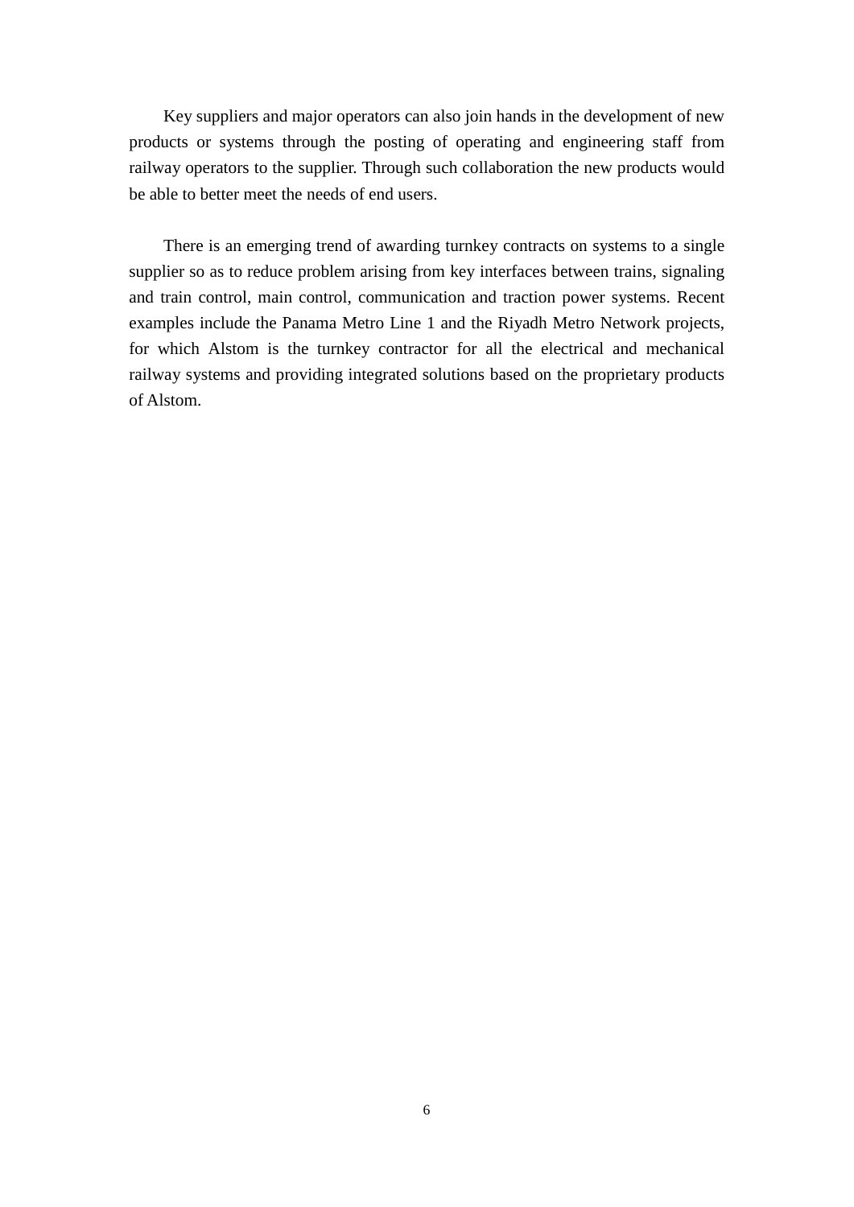Key suppliers and major operators can also join hands in the development of new products or systems through the posting of operating and engineering staff from railway operators to the supplier. Through such collaboration the new products would be able to better meet the needs of end users.

There is an emerging trend of awarding turnkey contracts on systems to a single supplier so as to reduce problem arising from key interfaces between trains, signaling and train control, main control, communication and traction power systems. Recent examples include the Panama Metro Line 1 and the Riyadh Metro Network projects, for which Alstom is the turnkey contractor for all the electrical and mechanical railway systems and providing integrated solutions based on the proprietary products of Alstom.